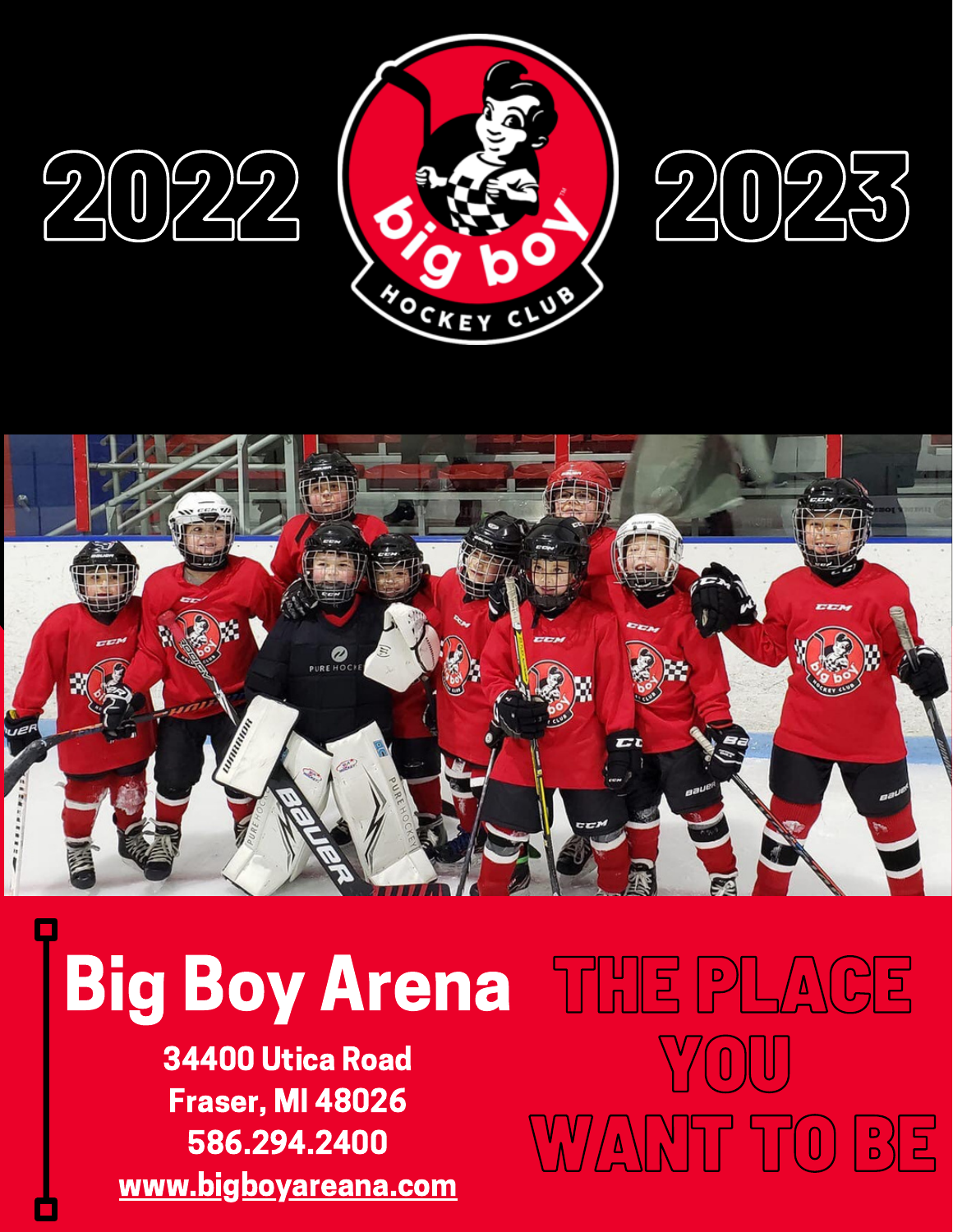# 2022 2023

big boy HOCKEY CLUB

## Big Boy Arena

**34400 Utica Road**
**Fraser, MI 48026**
**586.294.2400**
**www.bigboyareana.com**

# THE PLACE YOU WANT TO BE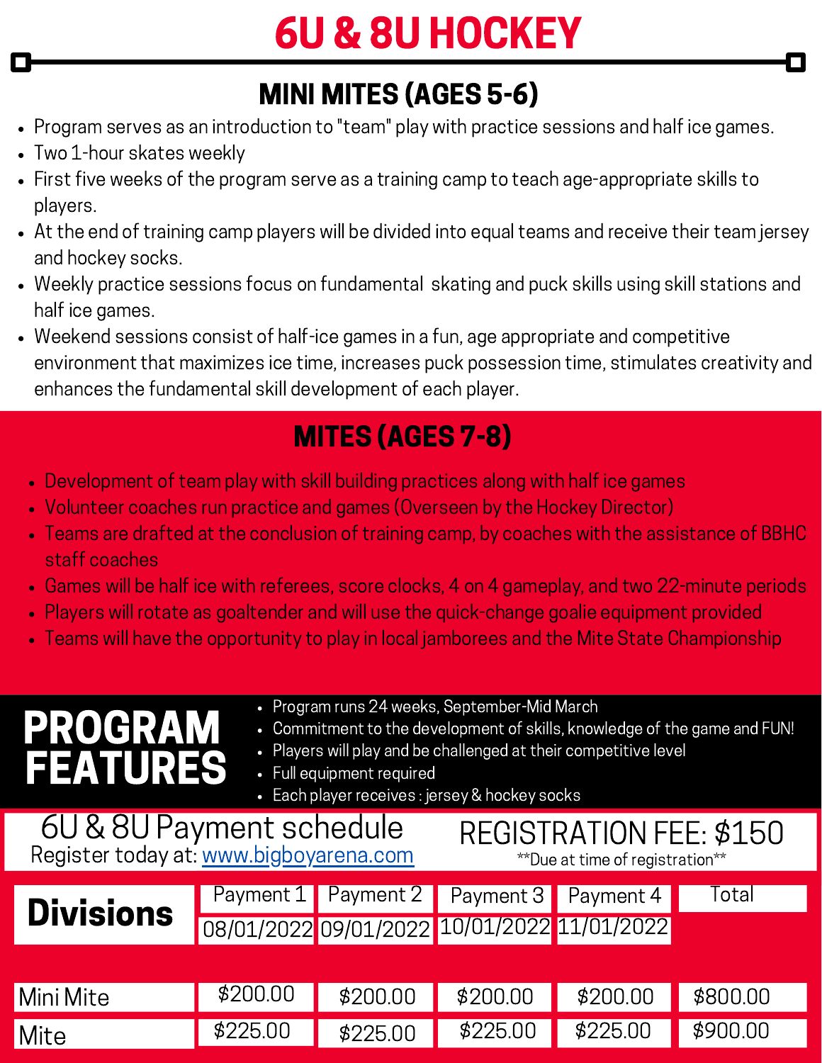# 6U & 8U HOCKEY

## MINI MITES (AGES 5-6)

- Program serves as an introduction to "team" play with practice sessions and half ice games.
- Two 1-hour skates weekly
- First five weeks of the program serve as a training camp to teach age-appropriate skills to players.
- At the end of training camp players will be divided into equal teams and receive their team jersey and hockey socks.
- Weekly practice sessions focus on fundamental skating and puck skills using skill stations and half ice games.
- Weekend sessions consist of half-ice games in a fun, age appropriate and competitive environment that maximizes ice time, increases puck possession time, stimulates creativity and enhances the fundamental skill development of each player.

## MITES (AGES 7-8)

- Development of team play with skill building practices along with half ice games
- Volunteer coaches run practice and games (Overseen by the Hockey Director)
- Teams are drafted at the conclusion of training camp, by coaches with the assistance of BBHC staff coaches
- Games will be half ice with referees, score clocks, 4 on 4 gameplay, and two 22-minute periods
- Players will rotate as goaltender and will use the quick-change goalie equipment provided
- Teams will have the opportunity to play in local jamborees and the Mite State Championship

## PROGRAM FEATURES

- Program runs 24 weeks, September-Mid March
- Commitment to the development of skills, knowledge of the game and FUN!
- Players will play and be challenged at their competitive level
- Full equipment required
- Each player receives : jersey & hockey socks

## 6U & 8U Payment schedule

Register today at: www.bigboyarena.com

**REGISTRATION FEE: $150**

**Due at time of registration**

| Divisions | Payment 1 08/01/2022 | Payment 2 09/01/2022 | Payment 3 10/01/2022 | Payment 4 11/01/2022 | Total |
|---|---|---|---|---|---|
| Mini Mite | $200.00 | $200.00 | $200.00 | $200.00 | $800.00 |
| Mite | $225.00 | $225.00 | $225.00 | $225.00 | $900.00 |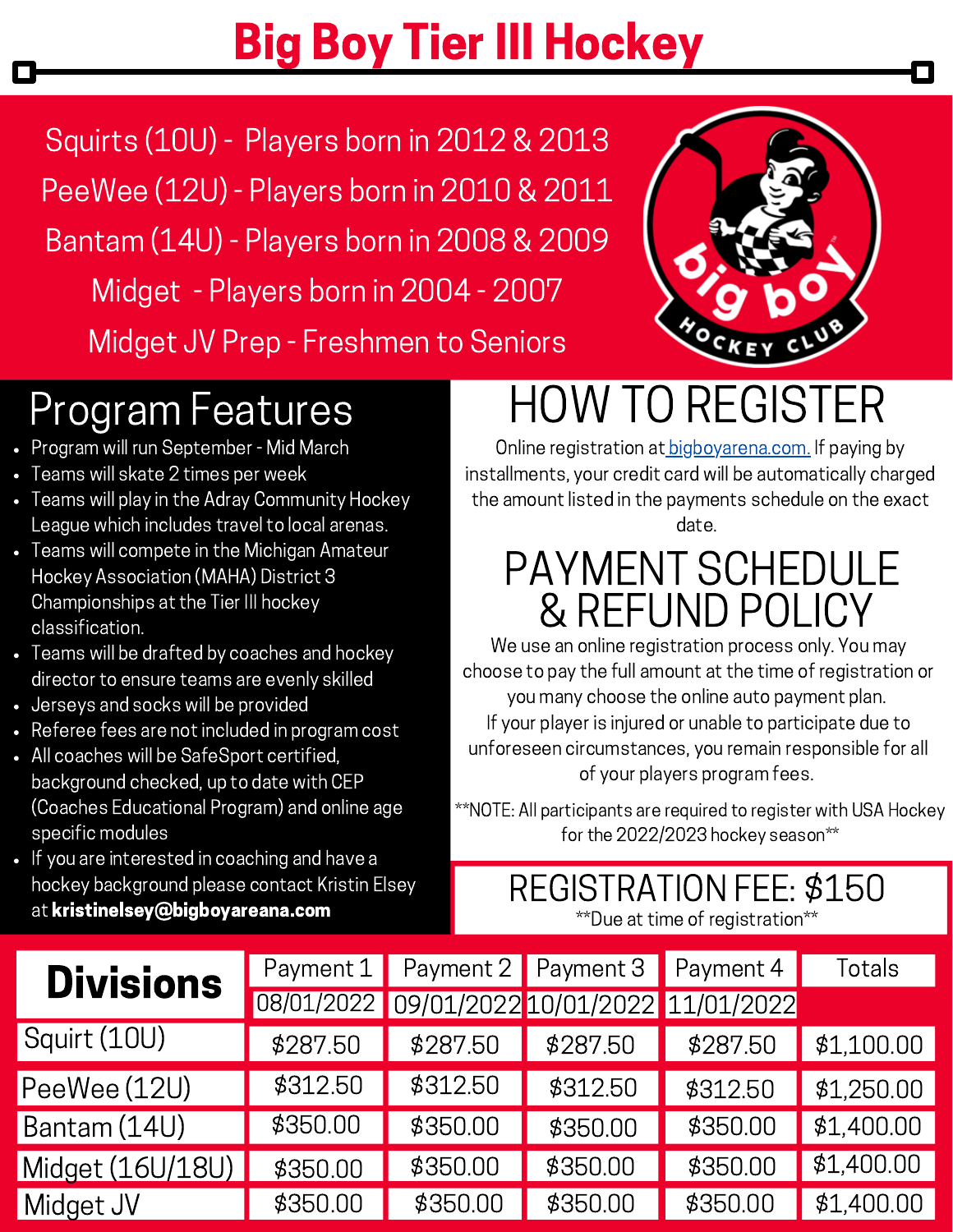# Big Boy Tier III Hockey

Squirts (10U) - Players born in 2012 & 2013

PeeWee (12U) - Players born in 2010 & 2011

Bantam (14U) - Players born in 2008 & 2009

Midget - Players born in 2004 - 2007

Midget JV Prep - Freshmen to Seniors

## Program Features

- Program will run September - Mid March
- Teams will skate 2 times per week
- Teams will play in the Adray Community Hockey League which includes travel to local arenas.
- Teams will compete in the Michigan Amateur Hockey Association (MAHA) District 3 Championships at the Tier III hockey classification.
- Teams will be drafted by coaches and hockey director to ensure teams are evenly skilled
- Jerseys and socks will be provided
- Referee fees are not included in program cost
- All coaches will be SafeSport certified, background checked, up to date with CEP (Coaches Educational Program) and online age specific modules
- If you are interested in coaching and have a hockey background please contact Kristin Elsey at **kristinelsey@bigboyareana.com**

## HOW TO REGISTER

Online registration at bigboyarena.com. If paying by installments, your credit card will be automatically charged the amount listed in the payments schedule on the exact date.

## PAYMENT SCHEDULE & REFUND POLICY

We use an online registration process only. You may choose to pay the full amount at the time of registration or you many choose the online auto payment plan.

If your player is injured or unable to participate due to unforeseen circumstances, you remain responsible for all of your players program fees.

**NOTE: All participants are required to register with USA Hockey for the 2022/2023 hockey season**

## REGISTRATION FEE: $150

**Due at time of registration**

| Divisions | Payment 1 | Payment 2 | Payment 3 | Payment 4 | Totals |
|---|---|---|---|---|---|
| | 08/01/2022 | 09/01/2022 | 10/01/2022 | 11/01/2022 | |
| Squirt (10U) | $287.50 | $287.50 | $287.50 | $287.50 | $1,100.00 |
| PeeWee (12U) | $312.50 | $312.50 | $312.50 | $312.50 | $1,250.00 |
| Bantam (14U) | $350.00 | $350.00 | $350.00 | $350.00 | $1,400.00 |
| Midget (16U/18U) | $350.00 | $350.00 | $350.00 | $350.00 | $1,400.00 |
| Midget JV | $350.00 | $350.00 | $350.00 | $350.00 | $1,400.00 |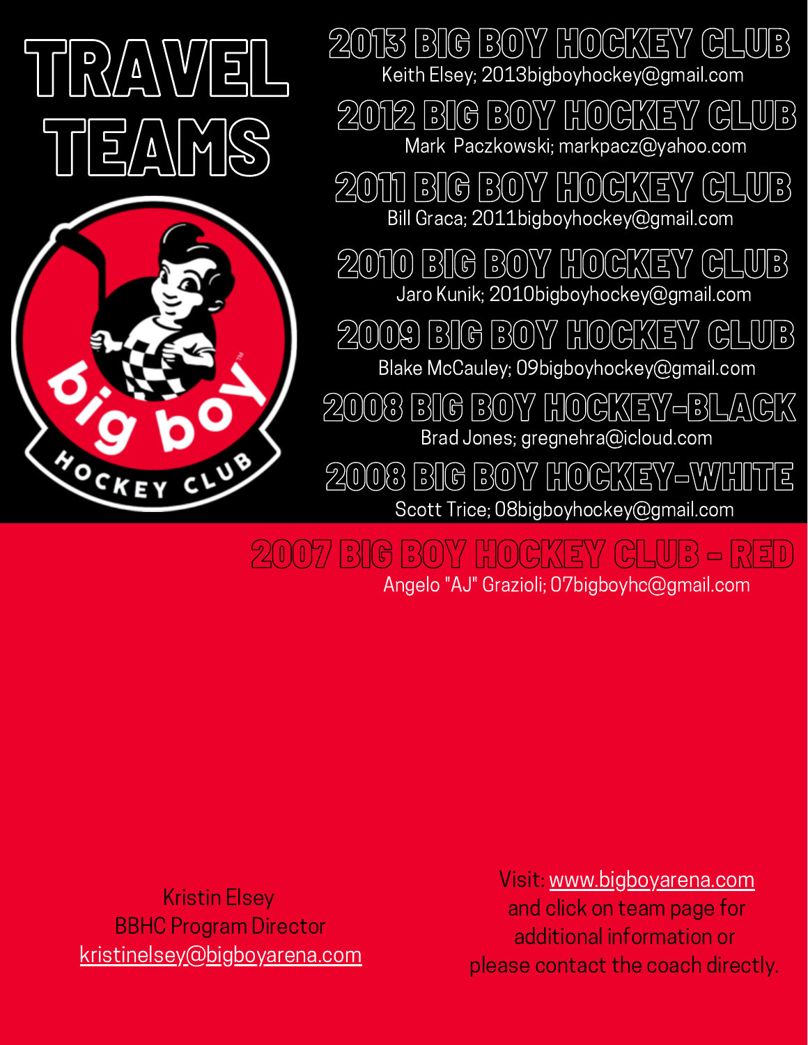# TRAVEL TEAMS

## 2013 BIG BOY HOCKEY CLUB
Keith Elsey; 2013bigboyhockey@gmail.com

## 2012 BIG BOY HOCKEY CLUB
Mark Paczkowski; markpacz@yahoo.com

## 2011 BIG BOY HOCKEY CLUB
Bill Graca; 2011bigboyhockey@gmail.com

## 2010 BIG BOY HOCKEY CLUB
Jaro Kunik; 2010bigboyhockey@gmail.com

## 2009 BIG BOY HOCKEY CLUB
Blake McCauley; 09bigboyhockey@gmail.com

## 2008 BIG BOY HOCKEY-BLACK
Brad Jones; gregnehra@icloud.com

## 2008 BIG BOY HOCKEY-WHITE
Scott Trice; 08bigboyhockey@gmail.com

## 2007 BIG BOY HOCKEY CLUB - RED
Angelo "AJ" Grazioli; 07bigboyhc@gmail.com

Kristin Elsey
BBHC Program Director
kristinelsey@bigboyarena.com

Visit: www.bigboyarena.com and click on team page for additional information or please contact the coach directly.